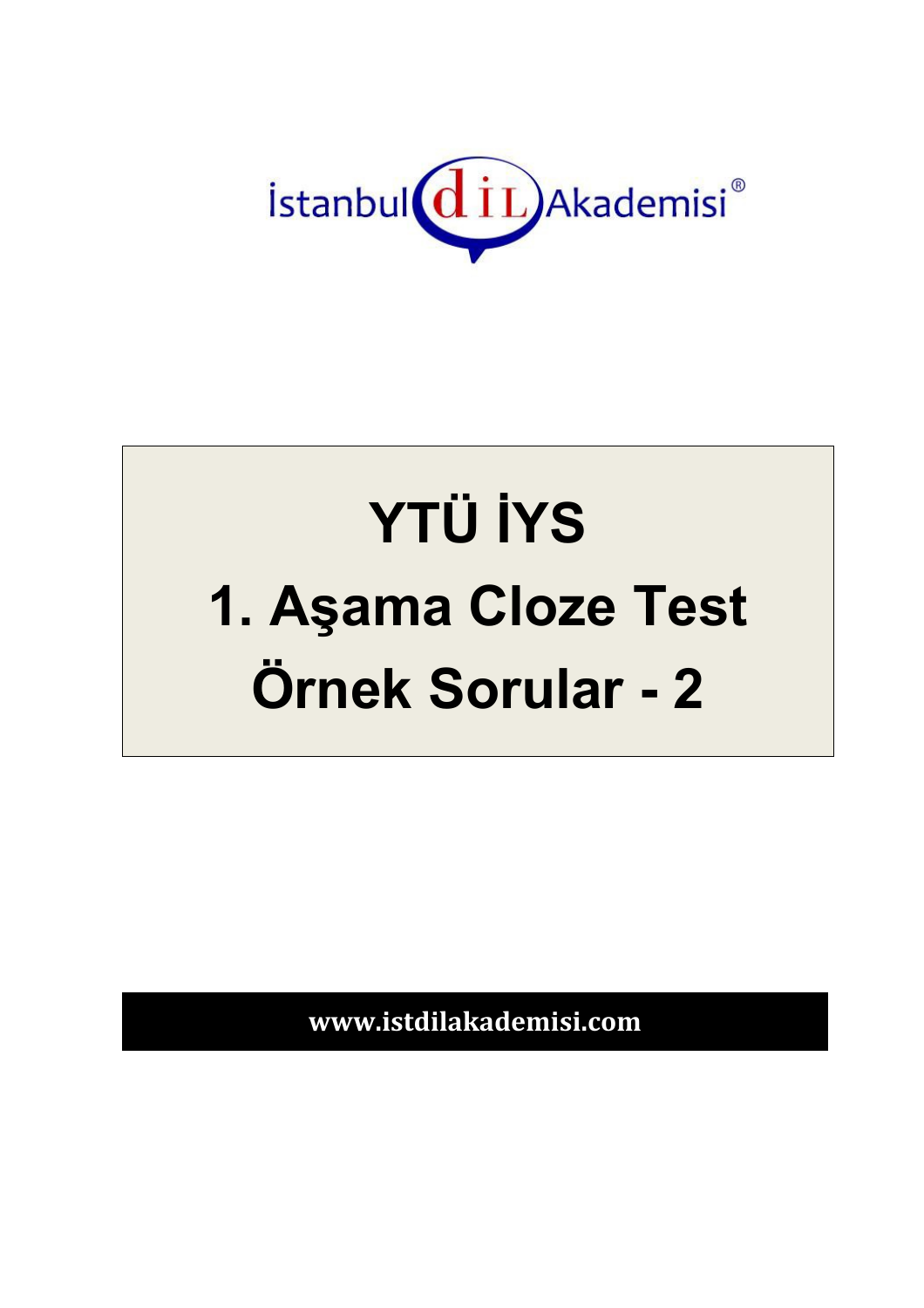İstanbul dİL Akademisi®

# YTÜ İYS

# 1. Aşama Cloze Test

# Örnek Sorular - 2

**www.istdilakademisi.com**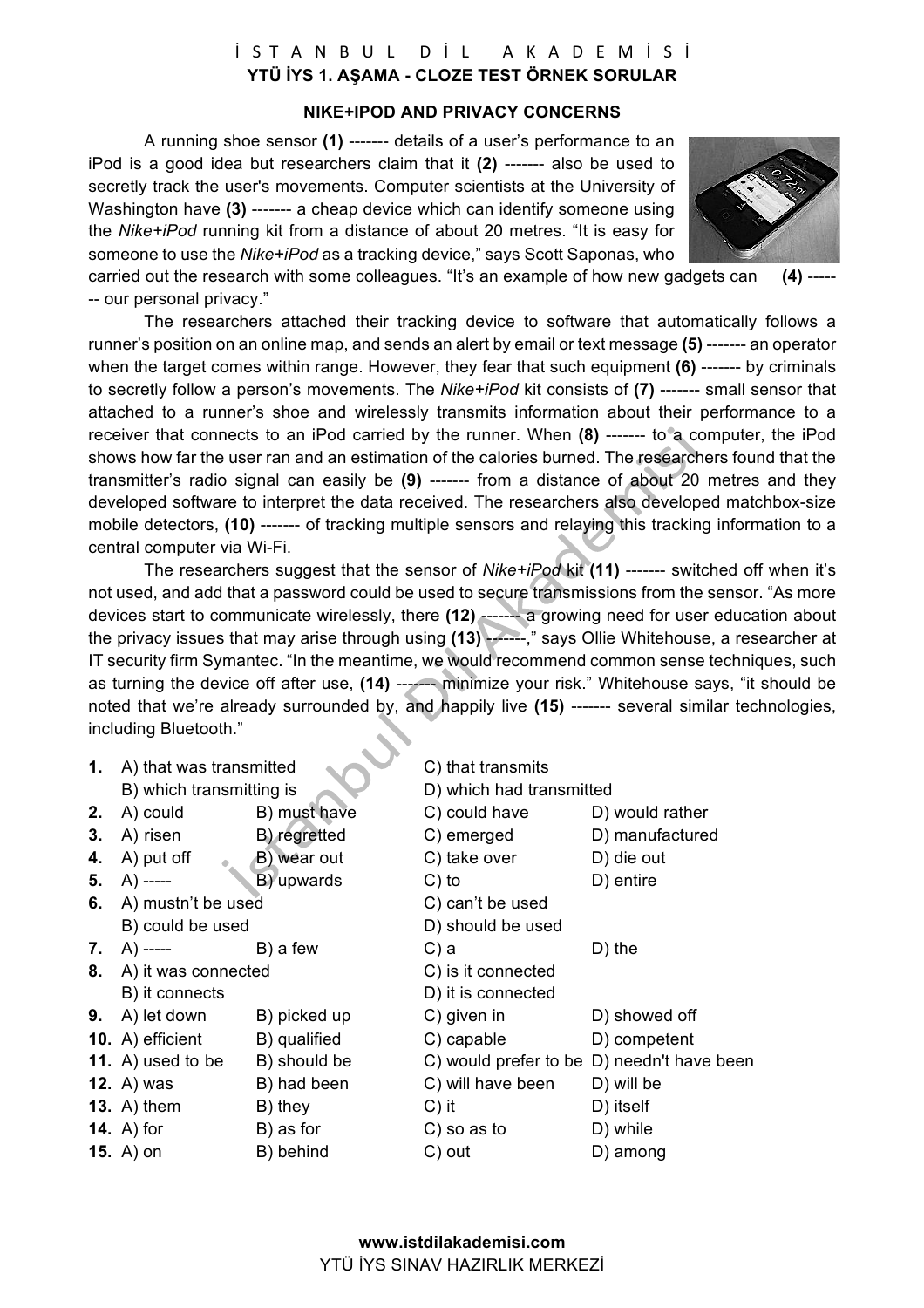İ S T A N B U L   D İ L   A K A D E M İ S İ

**YTÜ İYS 1. AŞAMA - CLOZE TEST ÖRNEK SORULAR**

## NIKE+IPOD AND PRIVACY CONCERNS

A running shoe sensor **(1)** ------- details of a user's performance to an iPod is a good idea but researchers claim that it **(2)** ------- also be used to secretly track the user's movements. Computer scientists at the University of Washington have **(3)** ------- a cheap device which can identify someone using the *Nike+iPod* running kit from a distance of about 20 metres. "It is easy for someone to use the *Nike+iPod* as a tracking device," says Scott Saponas, who carried out the research with some colleagues. "It's an example of how new gadgets can **(4)** ------- our personal privacy."

The researchers attached their tracking device to software that automatically follows a runner's position on an online map, and sends an alert by email or text message **(5)** ------- an operator when the target comes within range. However, they fear that such equipment **(6)** ------- by criminals to secretly follow a person's movements. The *Nike+iPod* kit consists of **(7)** ------- small sensor that attached to a runner's shoe and wirelessly transmits information about their performance to a receiver that connects to an iPod carried by the runner. When **(8)** ------- to a computer, the iPod shows how far the user ran and an estimation of the calories burned. The researchers found that the transmitter's radio signal can easily be **(9)** ------- from a distance of about 20 metres and they developed software to interpret the data received. The researchers also developed matchbox-size mobile detectors, **(10)** ------- of tracking multiple sensors and relaying this tracking information to a central computer via Wi-Fi.

The researchers suggest that the sensor of *Nike+iPod* kit **(11)** ------- switched off when it's not used, and add that a password could be used to secure transmissions from the sensor. "As more devices start to communicate wirelessly, there **(12)** ------- a growing need for user education about the privacy issues that may arise through using **(13)** -------," says Ollie Whitehouse, a researcher at IT security firm Symantec. "In the meantime, we would recommend common sense techniques, such as turning the device off after use, **(14)** ------- minimize your risk." Whitehouse says, "it should be noted that we're already surrounded by, and happily live **(15)** ------- several similar technologies, including Bluetooth."

**1.** A) that was transmitted  
B) which transmitting is  
C) that transmits  
D) which had transmitted

**2.** A) could B) must have C) could have D) would rather

**3.** A) risen B) regretted C) emerged D) manufactured

**4.** A) put off B) wear out C) take over D) die out

**5.** A) ----- B) upwards C) to D) entire

**6.** A) mustn't be used  
B) could be used  
C) can't be used  
D) should be used

**7.** A) ----- B) a few C) a D) the

**8.** A) it was connected  
B) it connects  
C) is it connected  
D) it is connected

**9.** A) let down B) picked up C) given in D) showed off

**10.** A) efficient B) qualified C) capable D) competent

**11.** A) used to be B) should be C) would prefer to be D) needn't have been

**12.** A) was B) had been C) will have been D) will be

**13.** A) them B) they C) it D) itself

**14.** A) for B) as for C) so as to D) while

**15.** A) on B) behind C) out D) among

**www.istdilakademisi.com**  
YTÜ İYS SINAV HAZIRLIK MERKEZİ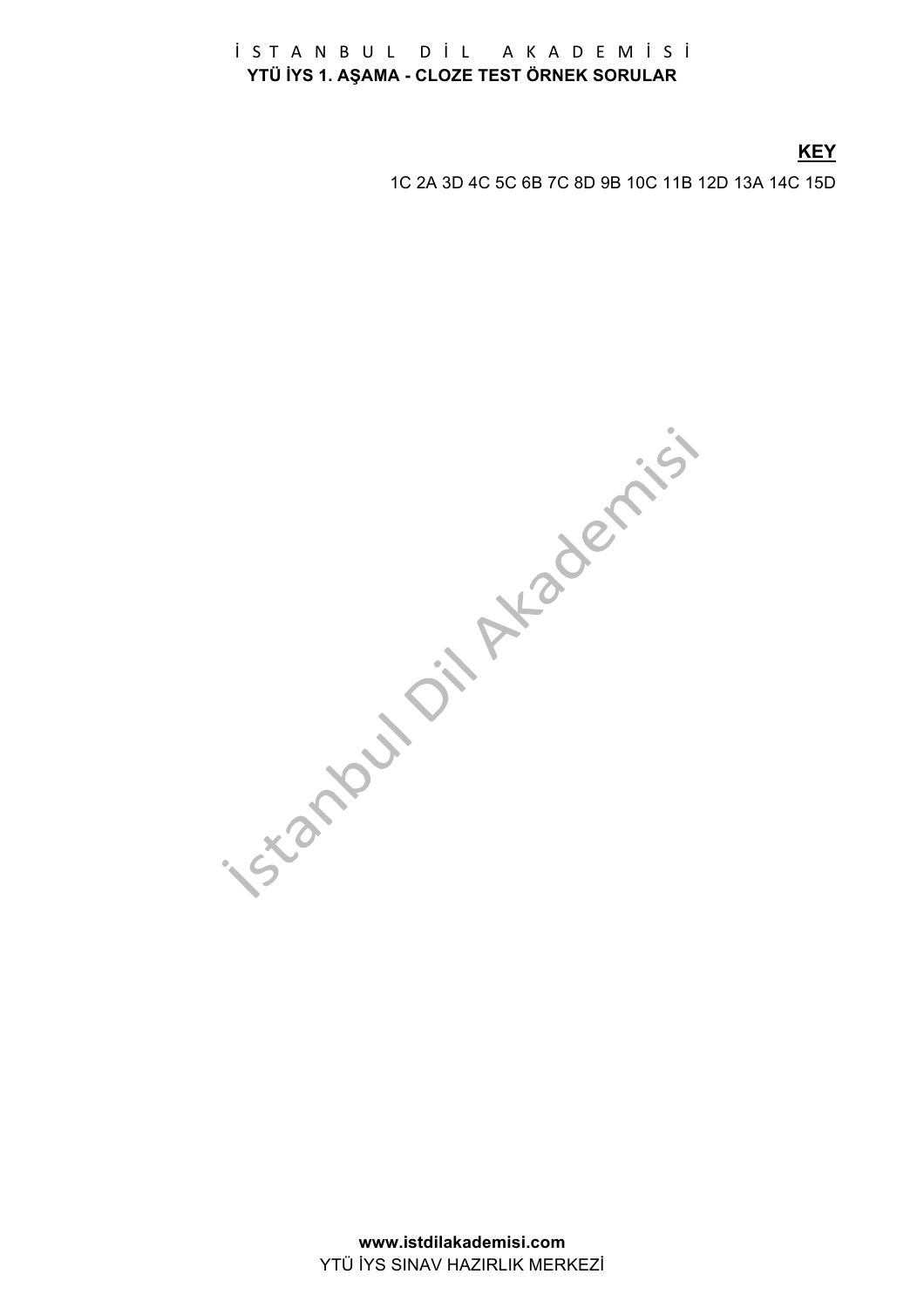**KEY**

1C 2A 3D 4C 5C 6B 7C 8D 9B 10C 11B 12D 13A 14C 15D